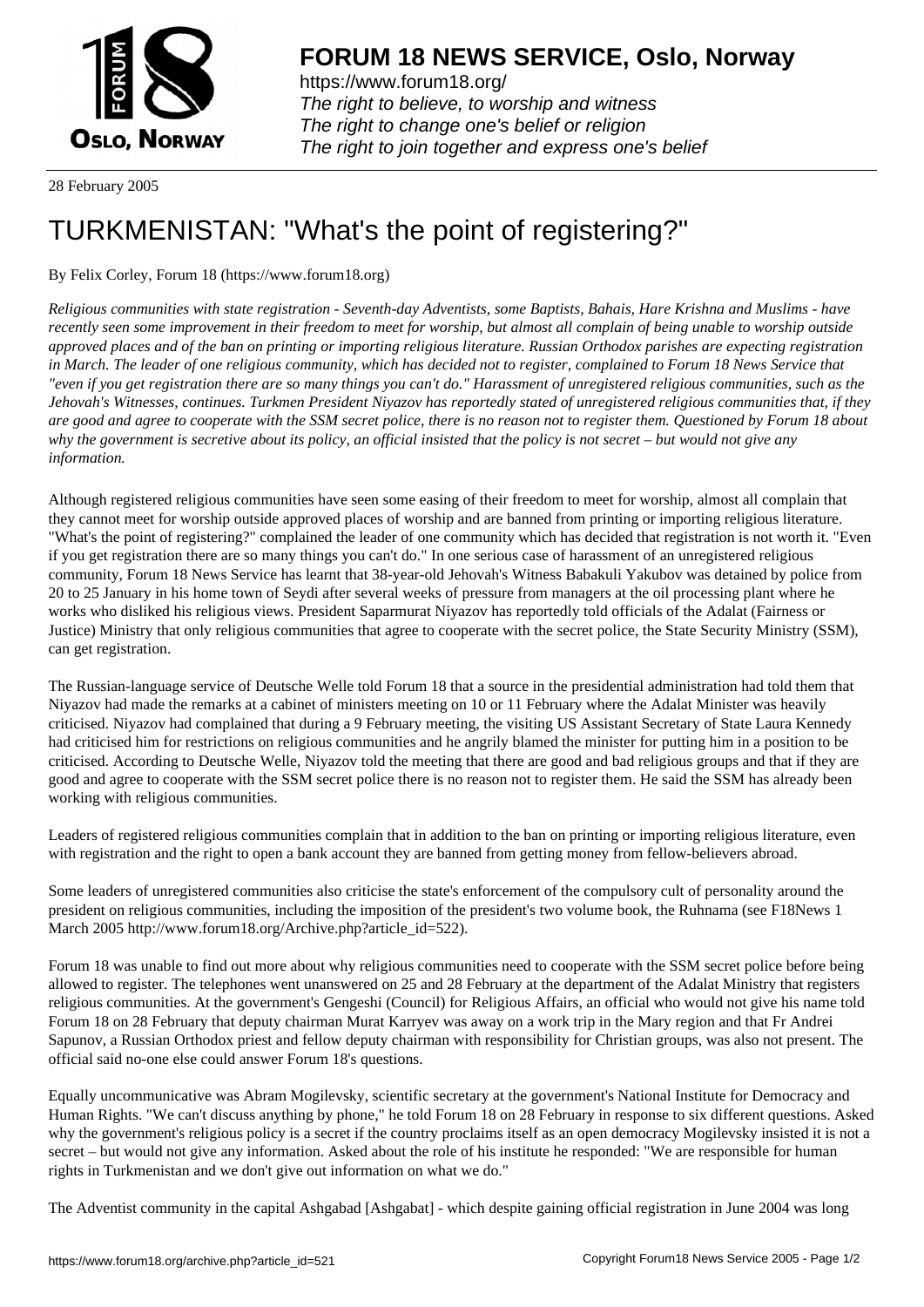# FORUM 18 NEWS SERVICE, Oslo, Norway

https://www.forum18.org/
*The right to believe, to worship and witness*
*The right to change one's belief or religion*
*The right to join together and express one's belief*

28 February 2005

# TURKMENISTAN: "What's the point of registering?"

By Felix Corley, Forum 18 (https://www.forum18.org)

*Religious communities with state registration - Seventh-day Adventists, some Baptists, Bahais, Hare Krishna and Muslims - have recently seen some improvement in their freedom to meet for worship, but almost all complain of being unable to worship outside approved places and of the ban on printing or importing religious literature. Russian Orthodox parishes are expecting registration in March. The leader of one religious community, which has decided not to register, complained to Forum 18 News Service that "even if you get registration there are so many things you can't do." Harassment of unregistered religious communities, such as the Jehovah's Witnesses, continues. Turkmen President Niyazov has reportedly stated of unregistered religious communities that, if they are good and agree to cooperate with the SSM secret police, there is no reason not to register them. Questioned by Forum 18 about why the government is secretive about its policy, an official insisted that the policy is not secret – but would not give any information.*

Although registered religious communities have seen some easing of their freedom to meet for worship, almost all complain that they cannot meet for worship outside approved places of worship and are banned from printing or importing religious literature. "What's the point of registering?" complained the leader of one community which has decided that registration is not worth it. "Even if you get registration there are so many things you can't do." In one serious case of harassment of an unregistered religious community, Forum 18 News Service has learnt that 38-year-old Jehovah's Witness Babakuli Yakubov was detained by police from 20 to 25 January in his home town of Seydi after several weeks of pressure from managers at the oil processing plant where he works who disliked his religious views. President Saparmurat Niyazov has reportedly told officials of the Adalat (Fairness or Justice) Ministry that only religious communities that agree to cooperate with the secret police, the State Security Ministry (SSM), can get registration.

The Russian-language service of Deutsche Welle told Forum 18 that a source in the presidential administration had told them that Niyazov had made the remarks at a cabinet of ministers meeting on 10 or 11 February where the Adalat Minister was heavily criticised. Niyazov had complained that during a 9 February meeting, the visiting US Assistant Secretary of State Laura Kennedy had criticised him for restrictions on religious communities and he angrily blamed the minister for putting him in a position to be criticised. According to Deutsche Welle, Niyazov told the meeting that there are good and bad religious groups and that if they are good and agree to cooperate with the SSM secret police there is no reason not to register them. He said the SSM has already been working with religious communities.

Leaders of registered religious communities complain that in addition to the ban on printing or importing religious literature, even with registration and the right to open a bank account they are banned from getting money from fellow-believers abroad.

Some leaders of unregistered communities also criticise the state's enforcement of the compulsory cult of personality around the president on religious communities, including the imposition of the president's two volume book, the Ruhnama (see F18News 1 March 2005 http://www.forum18.org/Archive.php?article_id=522).

Forum 18 was unable to find out more about why religious communities need to cooperate with the SSM secret police before being allowed to register. The telephones went unanswered on 25 and 28 February at the department of the Adalat Ministry that registers religious communities. At the government's Gengeshi (Council) for Religious Affairs, an official who would not give his name told Forum 18 on 28 February that deputy chairman Murat Karryev was away on a work trip in the Mary region and that Fr Andrei Sapunov, a Russian Orthodox priest and fellow deputy chairman with responsibility for Christian groups, was also not present. The official said no-one else could answer Forum 18's questions.

Equally uncommunicative was Abram Mogilevsky, scientific secretary at the government's National Institute for Democracy and Human Rights. "We can't discuss anything by phone," he told Forum 18 on 28 February in response to six different questions. Asked why the government's religious policy is a secret if the country proclaims itself as an open democracy Mogilevsky insisted it is not a secret – but would not give any information. Asked about the role of his institute he responded: "We are responsible for human rights in Turkmenistan and we don't give out information on what we do."

The Adventist community in the capital Ashgabad [Ashgabat] - which despite gaining official registration in June 2004 was long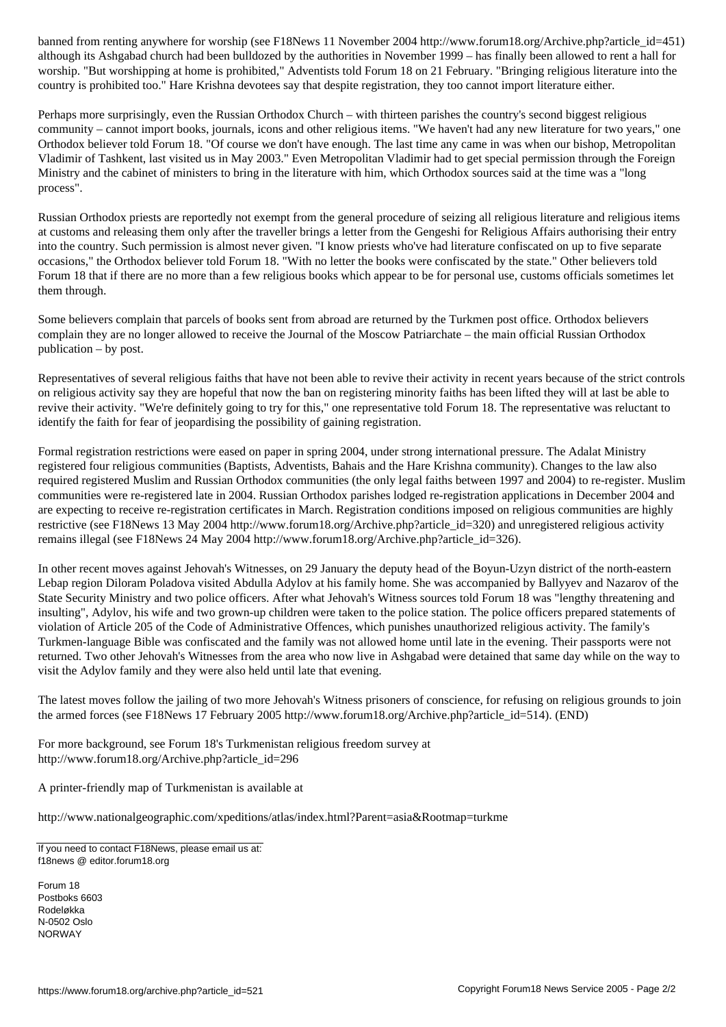banned from renting anywhere for worship (see F18News 11 November 2004 http://www.forum18.org/Archive.php?article_id=451) although its Ashgabad church had been bulldozed by the authorities in November 1999 – has finally been allowed to rent a hall for worship. "But worshipping at home is prohibited," Adventists told Forum 18 on 21 February. "Bringing religious literature into the country is prohibited too." Hare Krishna devotees say that despite registration, they too cannot import literature either.

Perhaps more surprisingly, even the Russian Orthodox Church – with thirteen parishes the country's second biggest religious community – cannot import books, journals, icons and other religious items. "We haven't had any new literature for two years," one Orthodox believer told Forum 18. "Of course we don't have enough. The last time any came in was when our bishop, Metropolitan Vladimir of Tashkent, last visited us in May 2003." Even Metropolitan Vladimir had to get special permission through the Foreign Ministry and the cabinet of ministers to bring in the literature with him, which Orthodox sources said at the time was a "long process".

Russian Orthodox priests are reportedly not exempt from the general procedure of seizing all religious literature and religious items at customs and releasing them only after the traveller brings a letter from the Gengeshi for Religious Affairs authorising their entry into the country. Such permission is almost never given. "I know priests who've had literature confiscated on up to five separate occasions," the Orthodox believer told Forum 18. "With no letter the books were confiscated by the state." Other believers told Forum 18 that if there are no more than a few religious books which appear to be for personal use, customs officials sometimes let them through.

Some believers complain that parcels of books sent from abroad are returned by the Turkmen post office. Orthodox believers complain they are no longer allowed to receive the Journal of the Moscow Patriarchate – the main official Russian Orthodox publication – by post.

Representatives of several religious faiths that have not been able to revive their activity in recent years because of the strict controls on religious activity say they are hopeful that now the ban on registering minority faiths has been lifted they will at last be able to revive their activity. "We're definitely going to try for this," one representative told Forum 18. The representative was reluctant to identify the faith for fear of jeopardising the possibility of gaining registration.

Formal registration restrictions were eased on paper in spring 2004, under strong international pressure. The Adalat Ministry registered four religious communities (Baptists, Adventists, Bahais and the Hare Krishna community). Changes to the law also required registered Muslim and Russian Orthodox communities (the only legal faiths between 1997 and 2004) to re-register. Muslim communities were re-registered late in 2004. Russian Orthodox parishes lodged re-registration applications in December 2004 and are expecting to receive re-registration certificates in March. Registration conditions imposed on religious communities are highly restrictive (see F18News 13 May 2004 http://www.forum18.org/Archive.php?article_id=320) and unregistered religious activity remains illegal (see F18News 24 May 2004 http://www.forum18.org/Archive.php?article_id=326).

In other recent moves against Jehovah's Witnesses, on 29 January the deputy head of the Boyun-Uzyn district of the north-eastern Lebap region Diloram Poladova visited Abdulla Adylov at his family home. She was accompanied by Ballyyev and Nazarov of the State Security Ministry and two police officers. After what Jehovah's Witness sources told Forum 18 was "lengthy threatening and insulting", Adylov, his wife and two grown-up children were taken to the police station. The police officers prepared statements of violation of Article 205 of the Code of Administrative Offences, which punishes unauthorized religious activity. The family's Turkmen-language Bible was confiscated and the family was not allowed home until late in the evening. Their passports were not returned. Two other Jehovah's Witnesses from the area who now live in Ashgabad were detained that same day while on the way to visit the Adylov family and they were also held until late that evening.

The latest moves follow the jailing of two more Jehovah's Witness prisoners of conscience, for refusing on religious grounds to join the armed forces (see F18News 17 February 2005 http://www.forum18.org/Archive.php?article_id=514). (END)

For more background, see Forum 18's Turkmenistan religious freedom survey at http://www.forum18.org/Archive.php?article_id=296

A printer-friendly map of Turkmenistan is available at

http://www.nationalgeographic.com/xpeditions/atlas/index.html?Parent=asia&Rootmap=turkme

If you need to contact F18News, please email us at:
f18news @ editor.forum18.org

Forum 18
Postboks 6603
Rodeløkka
N-0502 Oslo
NORWAY